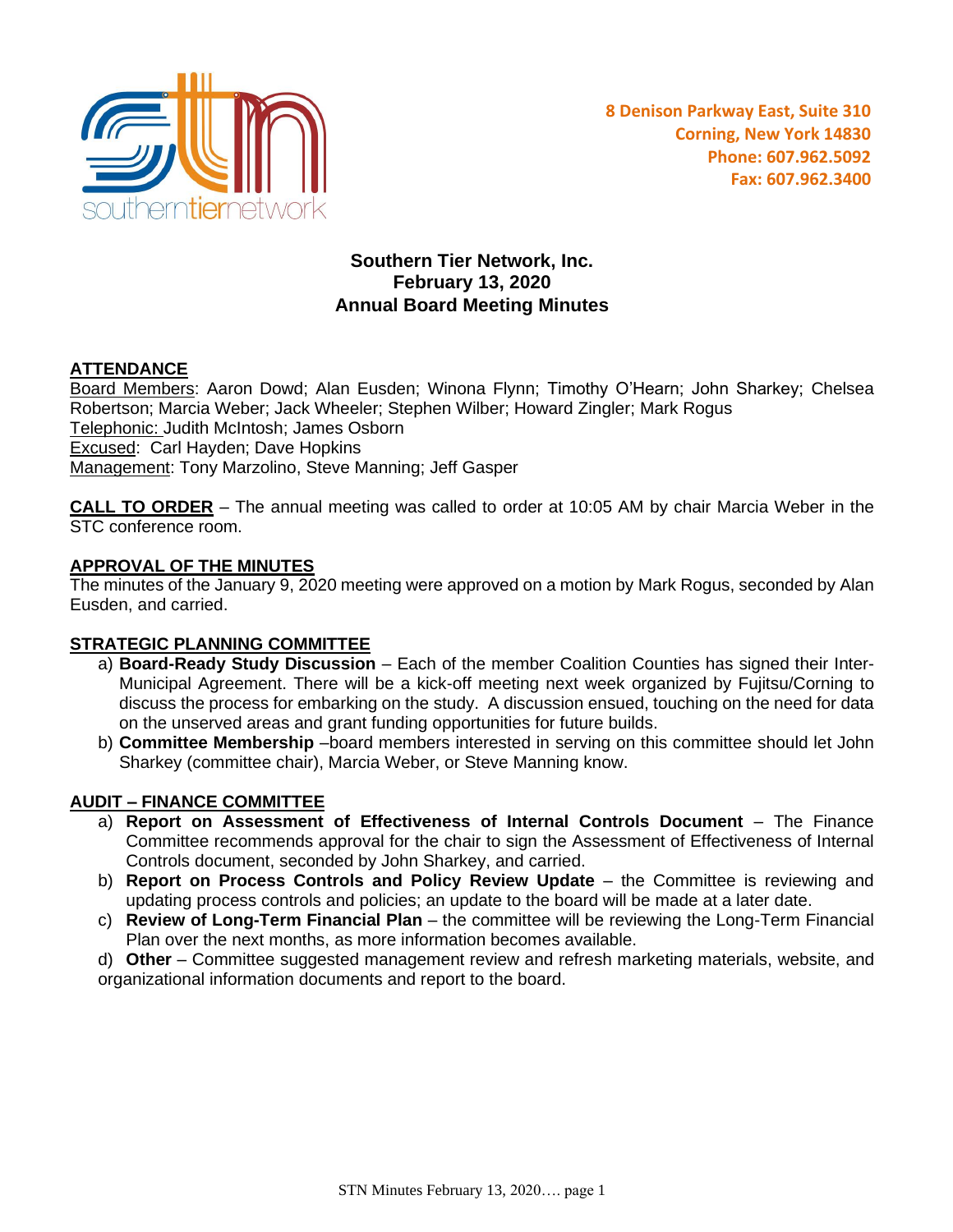8 Denison Parkway East, Suite 310
Corning, New York 14830
Phone: 607.962.5092
Fax: 607.962.3400

# Southern Tier Network, Inc.
# February 13, 2020
# Annual Board Meeting Minutes

## ATTENDANCE

Board Members: Aaron Dowd; Alan Eusden; Winona Flynn; Timothy O'Hearn; John Sharkey; Chelsea Robertson; Marcia Weber; Jack Wheeler; Stephen Wilber; Howard Zingler; Mark Rogus
Telephonic: Judith McIntosh; James Osborn
Excused: Carl Hayden; Dave Hopkins
Management: Tony Marzolino, Steve Manning; Jeff Gasper

**CALL TO ORDER** – The annual meeting was called to order at 10:05 AM by chair Marcia Weber in the STC conference room.

## APPROVAL OF THE MINUTES

The minutes of the January 9, 2020 meeting were approved on a motion by Mark Rogus, seconded by Alan Eusden, and carried.

## STRATEGIC PLANNING COMMITTEE

a) **Board-Ready Study Discussion** – Each of the member Coalition Counties has signed their Inter-Municipal Agreement. There will be a kick-off meeting next week organized by Fujitsu/Corning to discuss the process for embarking on the study. A discussion ensued, touching on the need for data on the unserved areas and grant funding opportunities for future builds.
b) **Committee Membership** –board members interested in serving on this committee should let John Sharkey (committee chair), Marcia Weber, or Steve Manning know.

## AUDIT – FINANCE COMMITTEE

a) **Report on Assessment of Effectiveness of Internal Controls Document** – The Finance Committee recommends approval for the chair to sign the Assessment of Effectiveness of Internal Controls document, seconded by John Sharkey, and carried.
b) **Report on Process Controls and Policy Review Update** – the Committee is reviewing and updating process controls and policies; an update to the board will be made at a later date.
c) **Review of Long-Term Financial Plan** – the committee will be reviewing the Long-Term Financial Plan over the next months, as more information becomes available.
d) **Other** – Committee suggested management review and refresh marketing materials, website, and organizational information documents and report to the board.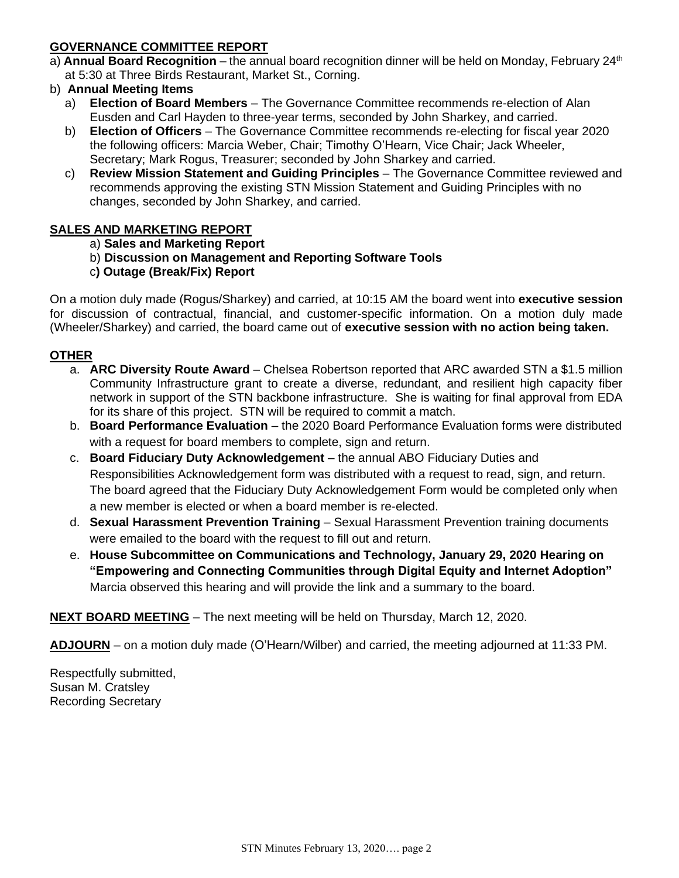**GOVERNANCE COMMITTEE REPORT**

a) **Annual Board Recognition** – the annual board recognition dinner will be held on Monday, February 24th at 5:30 at Three Birds Restaurant, Market St., Corning.

b) **Annual Meeting Items**

   a) **Election of Board Members** – The Governance Committee recommends re-election of Alan Eusden and Carl Hayden to three-year terms, seconded by John Sharkey, and carried.

   b) **Election of Officers** – The Governance Committee recommends re-electing for fiscal year 2020 the following officers: Marcia Weber, Chair; Timothy O'Hearn, Vice Chair; Jack Wheeler, Secretary; Mark Rogus, Treasurer; seconded by John Sharkey and carried.

   c) **Review Mission Statement and Guiding Principles** – The Governance Committee reviewed and recommends approving the existing STN Mission Statement and Guiding Principles with no changes, seconded by John Sharkey, and carried.

**SALES AND MARKETING REPORT**

a) **Sales and Marketing Report**

b) **Discussion on Management and Reporting Software Tools**

c**) Outage (Break/Fix) Report**

On a motion duly made (Rogus/Sharkey) and carried, at 10:15 AM the board went into **executive session** for discussion of contractual, financial, and customer-specific information. On a motion duly made (Wheeler/Sharkey) and carried, the board came out of **executive session with no action being taken.**

**OTHER**

a. **ARC Diversity Route Award** – Chelsea Robertson reported that ARC awarded STN a $1.5 million Community Infrastructure grant to create a diverse, redundant, and resilient high capacity fiber network in support of the STN backbone infrastructure. She is waiting for final approval from EDA for its share of this project. STN will be required to commit a match.

b. **Board Performance Evaluation** – the 2020 Board Performance Evaluation forms were distributed with a request for board members to complete, sign and return.

c. **Board Fiduciary Duty Acknowledgement** – the annual ABO Fiduciary Duties and Responsibilities Acknowledgement form was distributed with a request to read, sign, and return. The board agreed that the Fiduciary Duty Acknowledgement Form would be completed only when a new member is elected or when a board member is re-elected.

d. **Sexual Harassment Prevention Training** – Sexual Harassment Prevention training documents were emailed to the board with the request to fill out and return.

e. **House Subcommittee on Communications and Technology, January 29, 2020 Hearing on "Empowering and Connecting Communities through Digital Equity and Internet Adoption"** Marcia observed this hearing and will provide the link and a summary to the board.

**NEXT BOARD MEETING** – The next meeting will be held on Thursday, March 12, 2020.

**ADJOURN** – on a motion duly made (O'Hearn/Wilber) and carried, the meeting adjourned at 11:33 PM.

Respectfully submitted,
Susan M. Cratsley
Recording Secretary